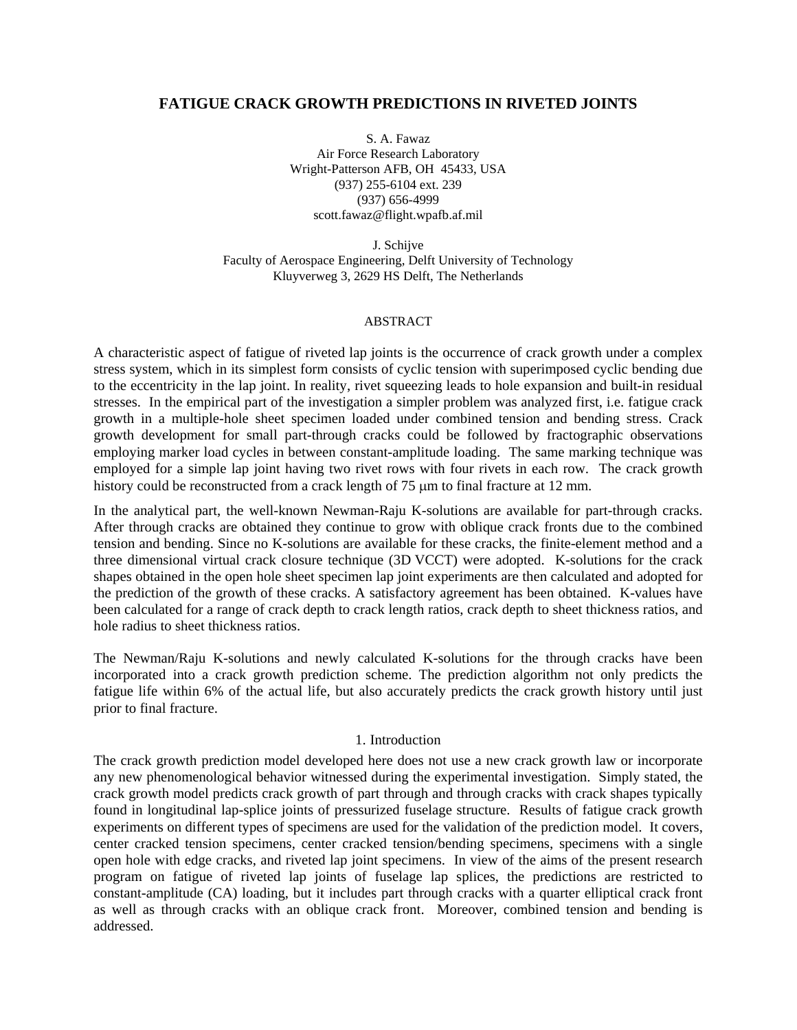# FATIGUE CRACK GROWTH PREDICTIONS IN RIVETED JOINTS

S. A. Fawaz
Air Force Research Laboratory
Wright-Patterson AFB, OH 45433, USA
(937) 255-6104 ext. 239
(937) 656-4999
scott.fawaz@flight.wpafb.af.mil

J. Schijve
Faculty of Aerospace Engineering, Delft University of Technology
Kluyverweg 3, 2629 HS Delft, The Netherlands

## ABSTRACT

A characteristic aspect of fatigue of riveted lap joints is the occurrence of crack growth under a complex stress system, which in its simplest form consists of cyclic tension with superimposed cyclic bending due to the eccentricity in the lap joint. In reality, rivet squeezing leads to hole expansion and built-in residual stresses. In the empirical part of the investigation a simpler problem was analyzed first, i.e. fatigue crack growth in a multiple-hole sheet specimen loaded under combined tension and bending stress. Crack growth development for small part-through cracks could be followed by fractographic observations employing marker load cycles in between constant-amplitude loading. The same marking technique was employed for a simple lap joint having two rivet rows with four rivets in each row. The crack growth history could be reconstructed from a crack length of 75 μm to final fracture at 12 mm.

In the analytical part, the well-known Newman-Raju K-solutions are available for part-through cracks. After through cracks are obtained they continue to grow with oblique crack fronts due to the combined tension and bending. Since no K-solutions are available for these cracks, the finite-element method and a three dimensional virtual crack closure technique (3D VCCT) were adopted. K-solutions for the crack shapes obtained in the open hole sheet specimen lap joint experiments are then calculated and adopted for the prediction of the growth of these cracks. A satisfactory agreement has been obtained. K-values have been calculated for a range of crack depth to crack length ratios, crack depth to sheet thickness ratios, and hole radius to sheet thickness ratios.

The Newman/Raju K-solutions and newly calculated K-solutions for the through cracks have been incorporated into a crack growth prediction scheme. The prediction algorithm not only predicts the fatigue life within 6% of the actual life, but also accurately predicts the crack growth history until just prior to final fracture.

## 1. Introduction

The crack growth prediction model developed here does not use a new crack growth law or incorporate any new phenomenological behavior witnessed during the experimental investigation. Simply stated, the crack growth model predicts crack growth of part through and through cracks with crack shapes typically found in longitudinal lap-splice joints of pressurized fuselage structure. Results of fatigue crack growth experiments on different types of specimens are used for the validation of the prediction model. It covers, center cracked tension specimens, center cracked tension/bending specimens, specimens with a single open hole with edge cracks, and riveted lap joint specimens. In view of the aims of the present research program on fatigue of riveted lap joints of fuselage lap splices, the predictions are restricted to constant-amplitude (CA) loading, but it includes part through cracks with a quarter elliptical crack front as well as through cracks with an oblique crack front. Moreover, combined tension and bending is addressed.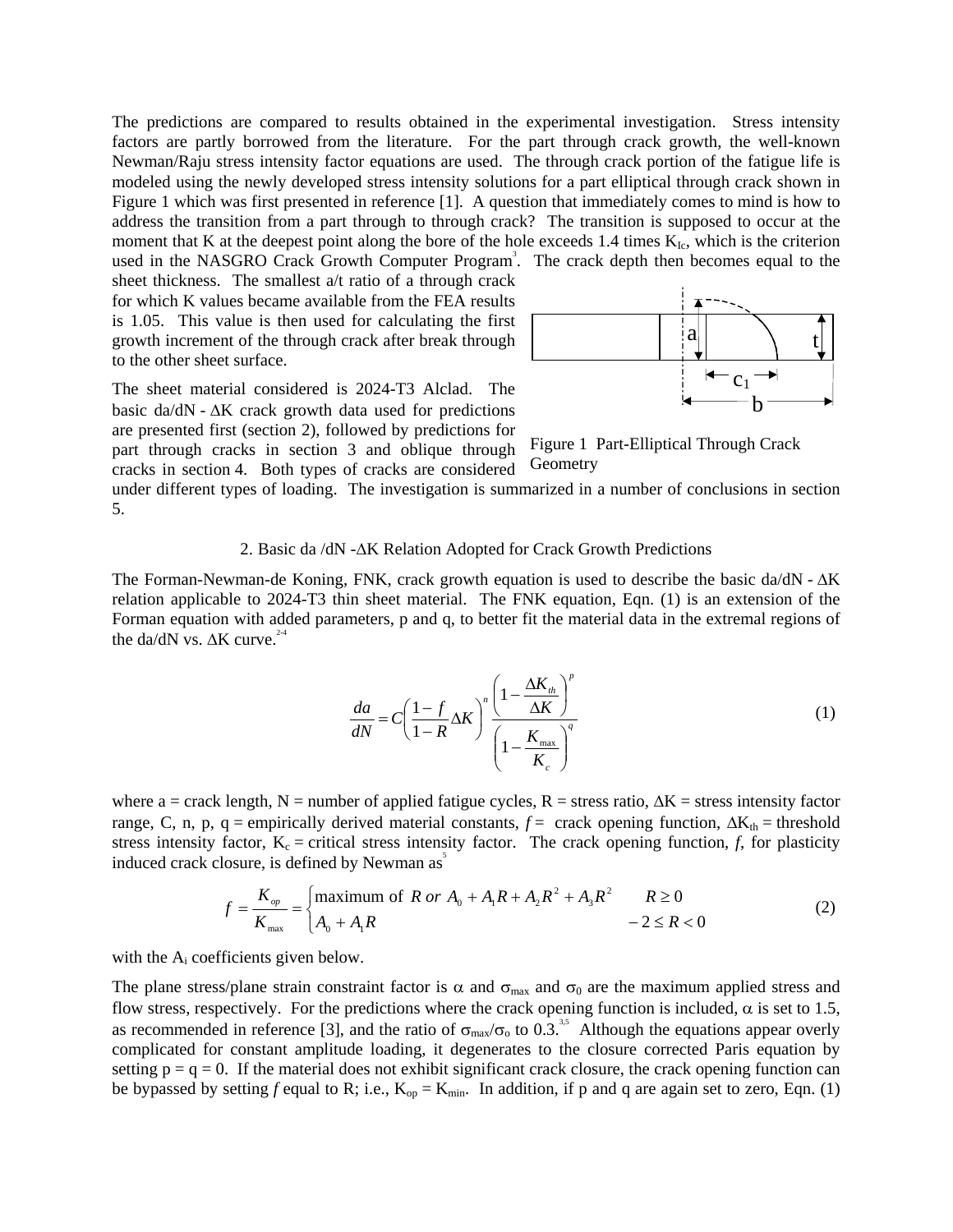The predictions are compared to results obtained in the experimental investigation. Stress intensity factors are partly borrowed from the literature. For the part through crack growth, the well-known Newman/Raju stress intensity factor equations are used. The through crack portion of the fatigue life is modeled using the newly developed stress intensity solutions for a part elliptical through crack shown in Figure 1 which was first presented in reference [1]. A question that immediately comes to mind is how to address the transition from a part through to through crack? The transition is supposed to occur at the moment that K at the deepest point along the bore of the hole exceeds 1.4 times $K_{Ic}$, which is the criterion used in the NASGRO Crack Growth Computer Program[3]. The crack depth then becomes equal to the sheet thickness. The smallest a/t ratio of a through crack for which K values became available from the FEA results is 1.05. This value is then used for calculating the first growth increment of the through crack after break through to the other sheet surface.

Figure 1 Part-Elliptical Through Crack Geometry

The sheet material considered is 2024-T3 Alclad. The basic da/dN - ΔK crack growth data used for predictions are presented first (section 2), followed by predictions for part through cracks in section 3 and oblique through cracks in section 4. Both types of cracks are considered under different types of loading. The investigation is summarized in a number of conclusions in section 5.

## 2. Basic da /dN -ΔK Relation Adopted for Crack Growth Predictions

The Forman-Newman-de Koning, FNK, crack growth equation is used to describe the basic da/dN - ΔK relation applicable to 2024-T3 thin sheet material. The FNK equation, Eqn. (1) is an extension of the Forman equation with added parameters, p and q, to better fit the material data in the extremal regions of the da/dN vs. ΔK curve.[2-4]

$$\frac{da}{dN} = C\left(\frac{1-f}{1-R}\Delta K\right)^n \frac{\left(1-\dfrac{\Delta K_{th}}{\Delta K}\right)^p}{\left(1-\dfrac{K_{max}}{K_c}\right)^q} \tag{1}$$

where a = crack length, N = number of applied fatigue cycles, R = stress ratio, ΔK = stress intensity factor range, C, n, p, q = empirically derived material constants, *f* = crack opening function, $\Delta K_{th}$ = threshold stress intensity factor, $K_c$ = critical stress intensity factor. The crack opening function, *f*, for plasticity induced crack closure, is defined by Newman as[5]

$$f = \frac{K_{op}}{K_{max}} = \begin{cases} \text{maximum of } R \text{ or } A_0 + A_1 R + A_2 R^2 + A_3 R^2 & R \geq 0 \\ A_0 + A_1 R & -2 \leq R < 0 \end{cases} \tag{2}$$

with the $A_i$ coefficients given below.

The plane stress/plane strain constraint factor is α and $\sigma_{max}$ and $\sigma_0$ are the maximum applied stress and flow stress, respectively. For the predictions where the crack opening function is included, α is set to 1.5, as recommended in reference [3], and the ratio of $\sigma_{max}/\sigma_o$ to 0.3.[3,5] Although the equations appear overly complicated for constant amplitude loading, it degenerates to the closure corrected Paris equation by setting p = q = 0. If the material does not exhibit significant crack closure, the crack opening function can be bypassed by setting *f* equal to R; i.e., $K_{op} = K_{min}$. In addition, if p and q are again set to zero, Eqn. (1)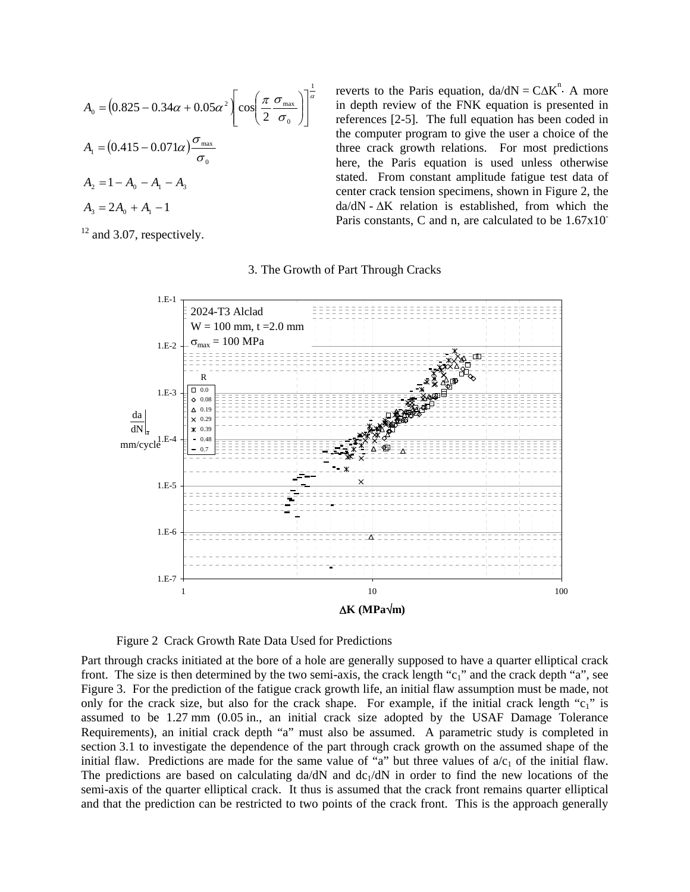$$A_0 = \left(0.825 - 0.34\alpha + 0.05\alpha^2\right)\left[\cos\left(\frac{\pi}{2}\frac{\sigma_{max}}{\sigma_0}\right)\right]^{\frac{1}{\alpha}}$$

$$A_1 = \left(0.415 - 0.071\alpha\right)\frac{\sigma_{max}}{\sigma_0}$$

$$A_2 = 1 - A_0 - A_1 - A_3$$

$$A_3 = 2A_0 + A_1 - 1$$

reverts to the Paris equation, $da/dN = C\Delta K^n$. A more in depth review of the FNK equation is presented in references [2-5]. The full equation has been coded in the computer program to give the user a choice of the three crack growth relations. For most predictions here, the Paris equation is used unless otherwise stated. From constant amplitude fatigue test data of center crack tension specimens, shown in Figure 2, the da/dN - ΔK relation is established, from which the Paris constants, C and n, are calculated to be $1.67\times10^{-12}$ and 3.07, respectively.

## 3. The Growth of Part Through Cracks

Figure 2 Crack Growth Rate Data Used for Predictions

Part through cracks initiated at the bore of a hole are generally supposed to have a quarter elliptical crack front. The size is then determined by the two semi-axis, the crack length "$c_1$" and the crack depth "a", see Figure 3. For the prediction of the fatigue crack growth life, an initial flaw assumption must be made, not only for the crack size, but also for the crack shape. For example, if the initial crack length "$c_1$" is assumed to be 1.27 mm (0.05 in., an initial crack size adopted by the USAF Damage Tolerance Requirements), an initial crack depth "a" must also be assumed. A parametric study is completed in section 3.1 to investigate the dependence of the part through crack growth on the assumed shape of the initial flaw. Predictions are made for the same value of "a" but three values of $a/c_1$ of the initial flaw. The predictions are based on calculating da/dN and $dc_1/dN$ in order to find the new locations of the semi-axis of the quarter elliptical crack. It thus is assumed that the crack front remains quarter elliptical and that the prediction can be restricted to two points of the crack front. This is the approach generally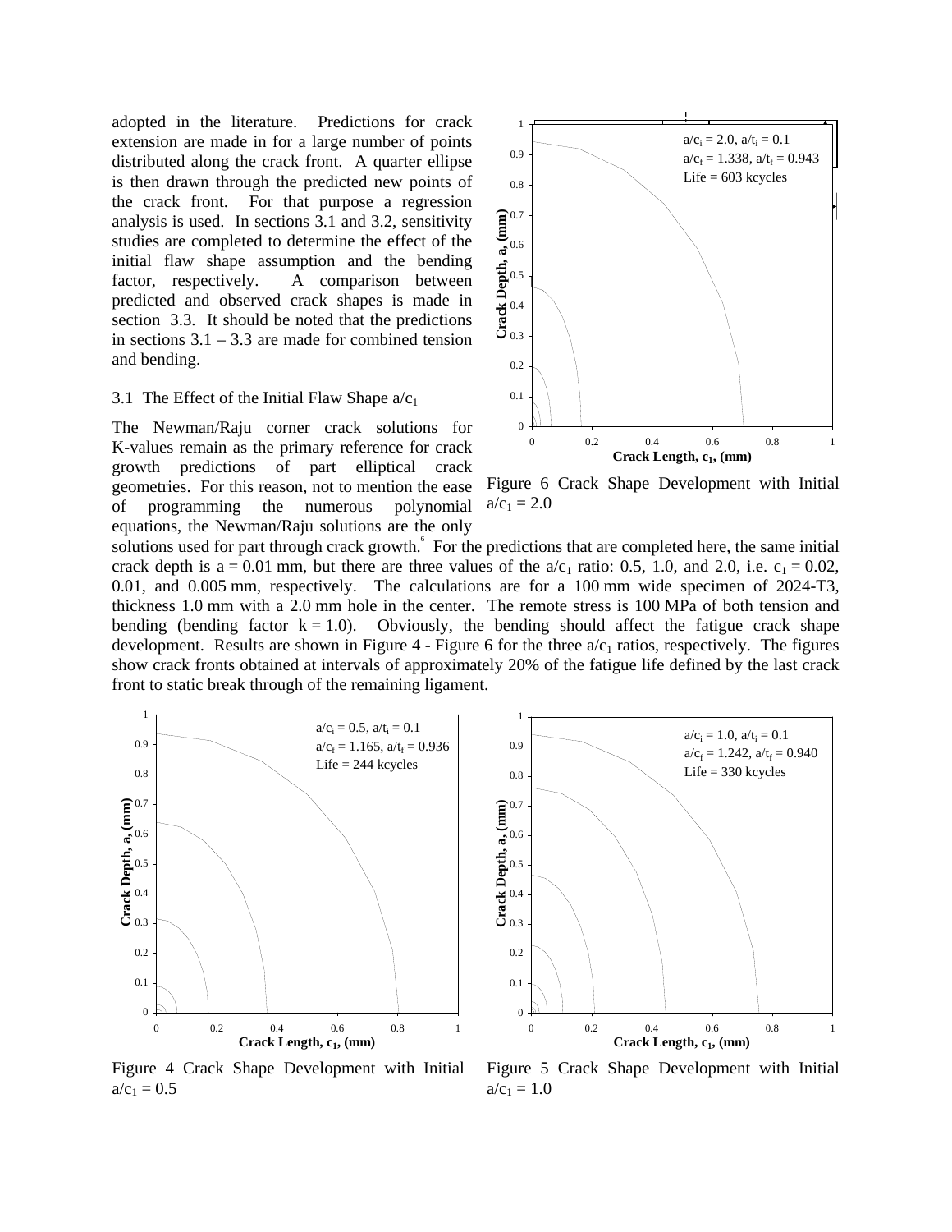adopted in the literature. Predictions for crack extension are made in for a large number of points distributed along the crack front. A quarter ellipse is then drawn through the predicted new points of the crack front. For that purpose a regression analysis is used. In sections 3.1 and 3.2, sensitivity studies are completed to determine the effect of the initial flaw shape assumption and the bending factor, respectively. A comparison between predicted and observed crack shapes is made in section 3.3. It should be noted that the predictions in sections 3.1 – 3.3 are made for combined tension and bending.

### 3.1 The Effect of the Initial Flaw Shape $a/c_1$

The Newman/Raju corner crack solutions for K-values remain as the primary reference for crack growth predictions of part elliptical crack geometries. For this reason, not to mention the ease of programming the numerous polynomial equations, the Newman/Raju solutions are the only solutions used for part through crack growth.[6] For the predictions that are completed here, the same initial crack depth is a = 0.01 mm, but there are three values of the $a/c_1$ ratio: 0.5, 1.0, and 2.0, i.e. $c_1$ = 0.02, 0.01, and 0.005 mm, respectively. The calculations are for a 100 mm wide specimen of 2024-T3, thickness 1.0 mm with a 2.0 mm hole in the center. The remote stress is 100 MPa of both tension and bending (bending factor k = 1.0). Obviously, the bending should affect the fatigue crack shape development. Results are shown in Figure 4 - Figure 6 for the three $a/c_1$ ratios, respectively. The figures show crack fronts obtained at intervals of approximately 20% of the fatigue life defined by the last crack front to static break through of the remaining ligament.

Figure 6 Crack Shape Development with Initial $a/c_1 = 2.0$

Figure 4 Crack Shape Development with Initial $a/c_1 = 0.5$

Figure 5 Crack Shape Development with Initial $a/c_1 = 1.0$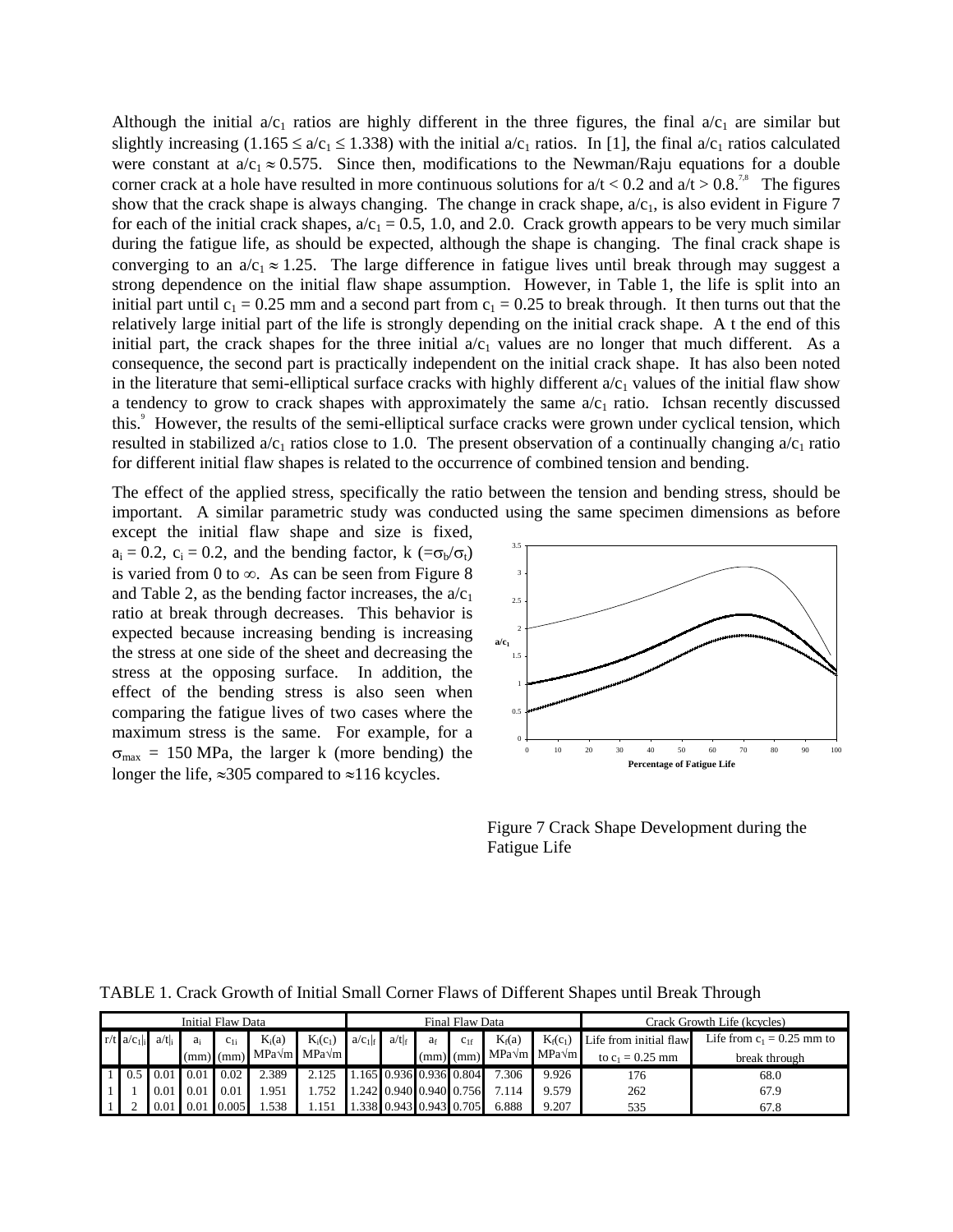Although the initial $a/c_1$ ratios are highly different in the three figures, the final $a/c_1$ are similar but slightly increasing ($1.165 \leq a/c_1 \leq 1.338$) with the initial $a/c_1$ ratios. In [1], the final $a/c_1$ ratios calculated were constant at $a/c_1 \approx 0.575$. Since then, modifications to the Newman/Raju equations for a double corner crack at a hole have resulted in more continuous solutions for $a/t < 0.2$ and $a/t > 0.8$.[7,8] The figures show that the crack shape is always changing. The change in crack shape, $a/c_1$, is also evident in Figure 7 for each of the initial crack shapes, $a/c_1 = 0.5$, 1.0, and 2.0. Crack growth appears to be very much similar during the fatigue life, as should be expected, although the shape is changing. The final crack shape is converging to an $a/c_1 \approx 1.25$. The large difference in fatigue lives until break through may suggest a strong dependence on the initial flaw shape assumption. However, in Table 1, the life is split into an initial part until $c_1 = 0.25$ mm and a second part from $c_1 = 0.25$ to break through. It then turns out that the relatively large initial part of the life is strongly depending on the initial crack shape. A t the end of this initial part, the crack shapes for the three initial $a/c_1$ values are no longer that much different. As a consequence, the second part is practically independent on the initial crack shape. It has also been noted in the literature that semi-elliptical surface cracks with highly different $a/c_1$ values of the initial flaw show a tendency to grow to crack shapes with approximately the same $a/c_1$ ratio. Ichsan recently discussed this.[9] However, the results of the semi-elliptical surface cracks were grown under cyclical tension, which resulted in stabilized $a/c_1$ ratios close to 1.0. The present observation of a continually changing $a/c_1$ ratio for different initial flaw shapes is related to the occurrence of combined tension and bending.

The effect of the applied stress, specifically the ratio between the tension and bending stress, should be important. A similar parametric study was conducted using the same specimen dimensions as before except the initial flaw shape and size is fixed, $a_i = 0.2$, $c_i = 0.2$, and the bending factor, k ($=\sigma_b/\sigma_t$) is varied from 0 to $\infty$. As can be seen from Figure 8 and Table 2, as the bending factor increases, the $a/c_1$ ratio at break through decreases. This behavior is expected because increasing bending is increasing the stress at one side of the sheet and decreasing the stress at the opposing surface. In addition, the effect of the bending stress is also seen when comparing the fatigue lives of two cases where the maximum stress is the same. For example, for a $\sigma_{max} = 150$ MPa, the larger k (more bending) the longer the life, $\approx$305 compared to $\approx$116 kcycles.

Figure 7 Crack Shape Development during the Fatigue Life

TABLE 1. Crack Growth of Initial Small Corner Flaws of Different Shapes until Break Through

| Initial Flaw Data | | | | | | | Final Flaw Data | | | | | | Crack Growth Life (kcycles) | |
|---|---|---|---|---|---|---|---|---|---|---|---|---|---|---|
| r/t | $a/c_1\|_i$ | $a/t\|_i$ | $a_i$ (mm) | $c_{1i}$ (mm) | $K_i(a)$ MPa√m | $K_i(c_1)$ MPa√m | $a/c_1\|_f$ | $a/t\|_f$ | $a_f$ (mm) | $c_{1f}$ (mm) | $K_f(a)$ MPa√m | $K_f(c_1)$ MPa√m | Life from initial flaw to $c_1 = 0.25$ mm | Life from $c_1 = 0.25$ mm to break through |
| 1 | 0.5 | 0.01 | 0.01 | 0.02 | 2.389 | 2.125 | 1.165 | 0.936 | 0.936 | 0.804 | 7.306 | 9.926 | 176 | 68.0 |
| 1 | 1 | 0.01 | 0.01 | 0.01 | 1.951 | 1.752 | 1.242 | 0.940 | 0.940 | 0.756 | 7.114 | 9.579 | 262 | 67.9 |
| 1 | 2 | 0.01 | 0.01 | 0.005 | 1.538 | 1.151 | 1.338 | 0.943 | 0.943 | 0.705 | 6.888 | 9.207 | 535 | 67.8 |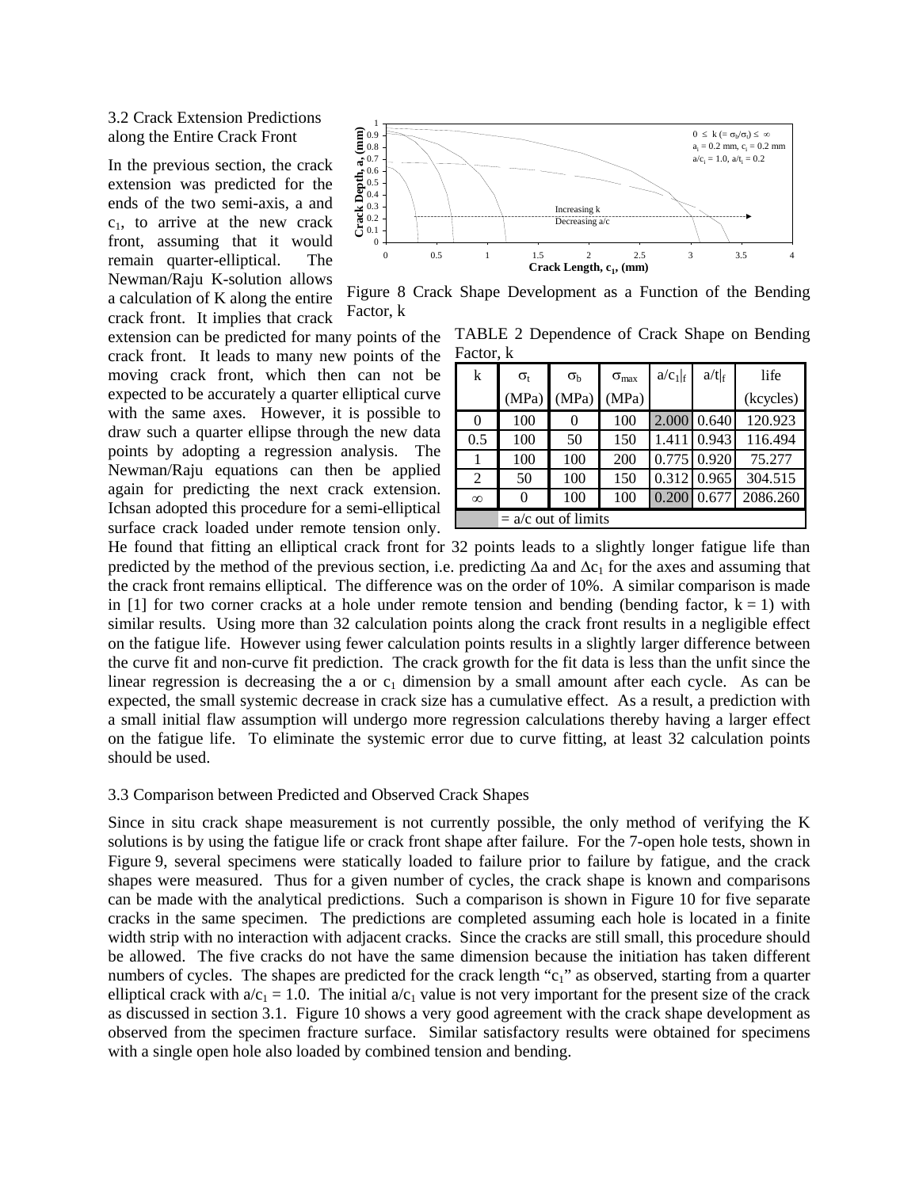3.2 Crack Extension Predictions along the Entire Crack Front

In the previous section, the crack extension was predicted for the ends of the two semi-axis, a and $c_1$, to arrive at the new crack front, assuming that it would remain quarter-elliptical. The Newman/Raju K-solution allows a calculation of K along the entire crack front. It implies that crack extension can be predicted for many points of the crack front. It leads to many new points of the moving crack front, which then can not be expected to be accurately a quarter elliptical curve with the same axes. However, it is possible to draw such a quarter ellipse through the new data points by adopting a regression analysis. The Newman/Raju equations can then be applied again for predicting the next crack extension. Ichsan adopted this procedure for a semi-elliptical surface crack loaded under remote tension only. He found that fitting an elliptical crack front for 32 points leads to a slightly longer fatigue life than predicted by the method of the previous section, i.e. predicting $\Delta a$ and $\Delta c_1$ for the axes and assuming that the crack front remains elliptical. The difference was on the order of 10%. A similar comparison is made in [1] for two corner cracks at a hole under remote tension and bending (bending factor, k = 1) with similar results. Using more than 32 calculation points along the crack front results in a negligible effect on the fatigue life. However using fewer calculation points results in a slightly larger difference between the curve fit and non-curve fit prediction. The crack growth for the fit data is less than the unfit since the linear regression is decreasing the a or $c_1$ dimension by a small amount after each cycle. As can be expected, the small systemic decrease in crack size has a cumulative effect. As a result, a prediction with a small initial flaw assumption will undergo more regression calculations thereby having a larger effect on the fatigue life. To eliminate the systemic error due to curve fitting, at least 32 calculation points should be used.

Figure 8 Crack Shape Development as a Function of the Bending Factor, k

TABLE 2 Dependence of Crack Shape on Bending Factor, k

| k | $\sigma_t$ (MPa) | $\sigma_b$ (MPa) | $\sigma_{max}$ (MPa) | $a/c_1\|_f$ | $a/t\|_f$ | life (kcycles) |
|---|---|---|---|---|---|---|
| 0 | 100 | 0 | 100 | 2.000 | 0.640 | 120.923 |
| 0.5 | 100 | 50 | 150 | 1.411 | 0.943 | 116.494 |
| 1 | 100 | 100 | 200 | 0.775 | 0.920 | 75.277 |
| 2 | 50 | 100 | 150 | 0.312 | 0.965 | 304.515 |
| $\infty$ | 0 | 100 | 100 | 0.200 | 0.677 | 2086.260 |

(shaded) = a/c out of limits

3.3 Comparison between Predicted and Observed Crack Shapes

Since in situ crack shape measurement is not currently possible, the only method of verifying the K solutions is by using the fatigue life or crack front shape after failure. For the 7-open hole tests, shown in Figure 9, several specimens were statically loaded to failure prior to failure by fatigue, and the crack shapes were measured. Thus for a given number of cycles, the crack shape is known and comparisons can be made with the analytical predictions. Such a comparison is shown in Figure 10 for five separate cracks in the same specimen. The predictions are completed assuming each hole is located in a finite width strip with no interaction with adjacent cracks. Since the cracks are still small, this procedure should be allowed. The five cracks do not have the same dimension because the initiation has taken different numbers of cycles. The shapes are predicted for the crack length "$c_1$" as observed, starting from a quarter elliptical crack with $a/c_1 = 1.0$. The initial $a/c_1$ value is not very important for the present size of the crack as discussed in section 3.1. Figure 10 shows a very good agreement with the crack shape development as observed from the specimen fracture surface. Similar satisfactory results were obtained for specimens with a single open hole also loaded by combined tension and bending.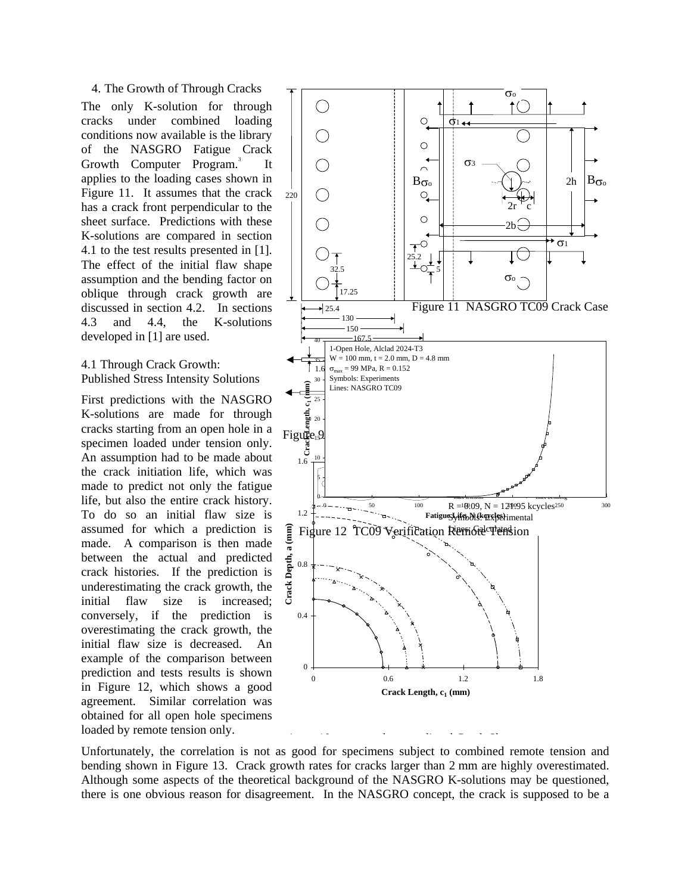## 4. The Growth of Through Cracks

The only K-solution for through cracks under combined loading conditions now available is the library of the NASGRO Fatigue Crack Growth Computer Program.[3] It applies to the loading cases shown in Figure 11. It assumes that the crack has a crack front perpendicular to the sheet surface. Predictions with these K-solutions are compared in section 4.1 to the test results presented in [1]. The effect of the initial flaw shape assumption and the bending factor on oblique through crack growth are discussed in section 4.2. In sections 4.3 and 4.4, the K-solutions developed in [1] are used.

Figure 11 NASGRO TC09 Crack Case

### 4.1 Through Crack Growth: Published Stress Intensity Solutions

First predictions with the NASGRO K-solutions are made for through cracks starting from an open hole in a specimen loaded under tension only. An assumption had to be made about the crack initiation life, which was made to predict not only the fatigue life, but also the entire crack history. To do so an initial flaw size is assumed for which a prediction is made. A comparison is then made between the actual and predicted crack histories. If the prediction is underestimating the crack growth, the initial flaw size is increased; conversely, if the prediction is overestimating the crack growth, the initial flaw size is decreased. An example of the comparison between prediction and tests results is shown in Figure 12, which shows a good agreement. Similar correlation was obtained for all open hole specimens loaded by remote tension only.

Figure 12 TC09 Verification Remote Tension

Unfortunately, the correlation is not as good for specimens subject to combined remote tension and bending shown in Figure 13. Crack growth rates for cracks larger than 2 mm are highly overestimated. Although some aspects of the theoretical background of the NASGRO K-solutions may be questioned, there is one obvious reason for disagreement. In the NASGRO concept, the crack is supposed to be a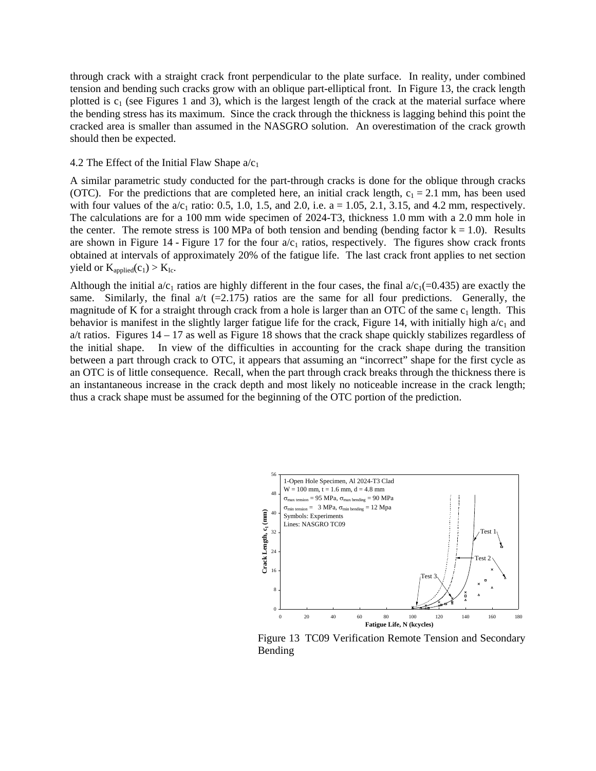through crack with a straight crack front perpendicular to the plate surface. In reality, under combined tension and bending such cracks grow with an oblique part-elliptical front. In Figure 13, the crack length plotted is $c_1$ (see Figures 1 and 3), which is the largest length of the crack at the material surface where the bending stress has its maximum. Since the crack through the thickness is lagging behind this point the cracked area is smaller than assumed in the NASGRO solution. An overestimation of the crack growth should then be expected.

### 4.2 The Effect of the Initial Flaw Shape $a/c_1$

A similar parametric study conducted for the part-through cracks is done for the oblique through cracks (OTC). For the predictions that are completed here, an initial crack length, $c_1$ = 2.1 mm, has been used with four values of the $a/c_1$ ratio: 0.5, 1.0, 1.5, and 2.0, i.e. a = 1.05, 2.1, 3.15, and 4.2 mm, respectively. The calculations are for a 100 mm wide specimen of 2024-T3, thickness 1.0 mm with a 2.0 mm hole in the center. The remote stress is 100 MPa of both tension and bending (bending factor k = 1.0). Results are shown in Figure 14 - Figure 17 for the four $a/c_1$ ratios, respectively. The figures show crack fronts obtained at intervals of approximately 20% of the fatigue life. The last crack front applies to net section yield or $K_{applied}(c_1) > K_{Ic}$.

Although the initial $a/c_1$ ratios are highly different in the four cases, the final $a/c_1$(=0.435) are exactly the same. Similarly, the final a/t (=2.175) ratios are the same for all four predictions. Generally, the magnitude of K for a straight through crack from a hole is larger than an OTC of the same $c_1$ length. This behavior is manifest in the slightly larger fatigue life for the crack, Figure 14, with initially high $a/c_1$ and a/t ratios. Figures 14 – 17 as well as Figure 18 shows that the crack shape quickly stabilizes regardless of the initial shape. In view of the difficulties in accounting for the crack shape during the transition between a part through crack to OTC, it appears that assuming an "incorrect" shape for the first cycle as an OTC is of little consequence. Recall, when the part through crack breaks through the thickness there is an instantaneous increase in the crack depth and most likely no noticeable increase in the crack length; thus a crack shape must be assumed for the beginning of the OTC portion of the prediction.

Figure 13 TC09 Verification Remote Tension and Secondary Bending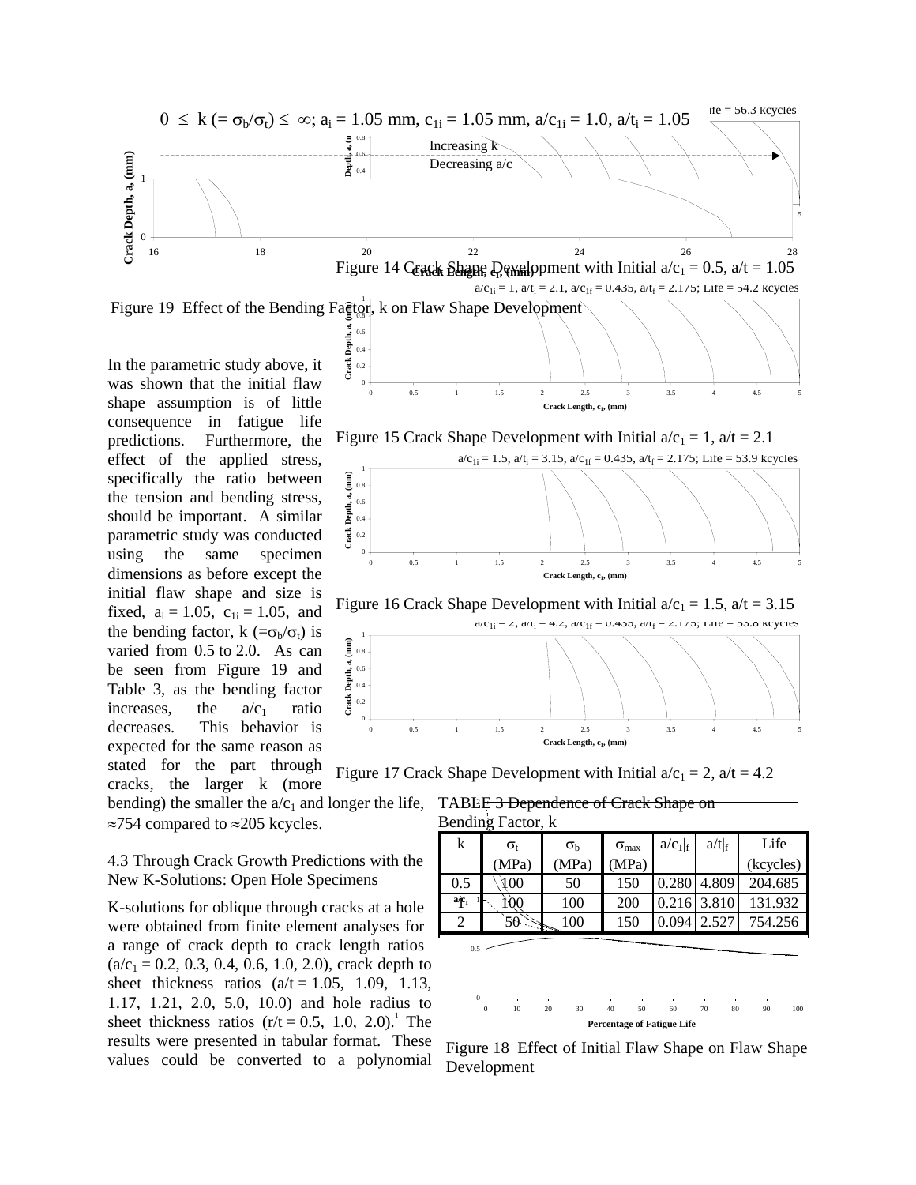$0 \leq k (= \sigma_b/\sigma_t) \leq \infty$; $a_i$ = 1.05 mm, $c_{1i}$ = 1.05 mm, $a/c_{1i}$ = 1.0, $a/t_i$ = 1.05

Figure 19 Effect of the Bending Factor, k on Flaw Shape Development

Figure 14 Crack Shape Development with Initial $a/c_1$ = 0.5, a/t = 1.05

Figure 15 Crack Shape Development with Initial $a/c_1$ = 1, a/t = 2.1

Figure 16 Crack Shape Development with Initial $a/c_1$ = 1.5, a/t = 3.15

Figure 17 Crack Shape Development with Initial $a/c_1$ = 2, a/t = 4.2

In the parametric study above, it was shown that the initial flaw shape assumption is of little consequence in fatigue life predictions. Furthermore, the effect of the applied stress, specifically the ratio between the tension and bending stress, should be important. A similar parametric study was conducted using the same specimen dimensions as before except the initial flaw shape and size is fixed, $a_i$ = 1.05, $c_{1i}$ = 1.05, and the bending factor, k ($=\sigma_b/\sigma_t$) is varied from 0.5 to 2.0. As can be seen from Figure 19 and Table 3, as the bending factor increases, the $a/c_1$ ratio decreases. This behavior is expected for the same reason as stated for the part through cracks, the larger k (more bending) the smaller the $a/c_1$ and longer the life, ≈754 compared to ≈205 kcycles.

TABLE 3 Dependence of Crack Shape on Bending Factor, k

| k | $\sigma_t$ (MPa) | $\sigma_b$ (MPa) | $\sigma_{max}$ (MPa) | $a/c_1\|_f$ | $a/t\|_f$ | Life (kcycles) |
|---|---|---|---|---|---|---|
| 0.5 | 100 | 50 | 150 | 0.280 | 4.809 | 204.685 |
| 1 | 100 | 100 | 200 | 0.216 | 3.810 | 131.932 |
| 2 | 50 | 100 | 150 | 0.094 | 2.527 | 754.256 |

Figure 18 Effect of Initial Flaw Shape on Flaw Shape Development

## 4.3 Through Crack Growth Predictions with the New K-Solutions: Open Hole Specimens

K-solutions for oblique through cracks at a hole were obtained from finite element analyses for a range of crack depth to crack length ratios ($a/c_1$ = 0.2, 0.3, 0.4, 0.6, 1.0, 2.0), crack depth to sheet thickness ratios (a/t = 1.05, 1.09, 1.13, 1.17, 1.21, 2.0, 5.0, 10.0) and hole radius to sheet thickness ratios (r/t = 0.5, 1.0, 2.0).[1] The results were presented in tabular format. These values could be converted to a polynomial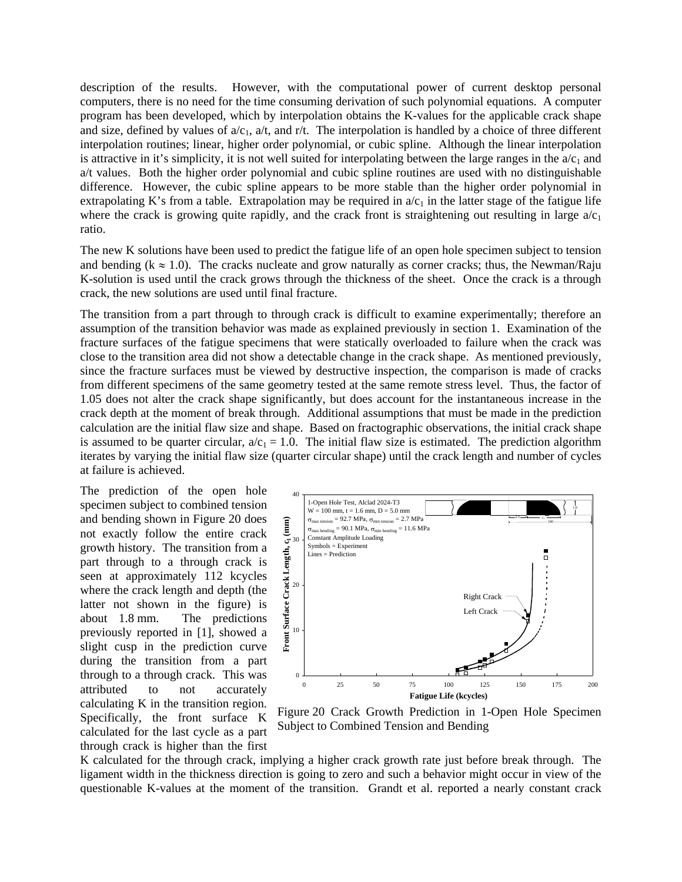description of the results. However, with the computational power of current desktop personal computers, there is no need for the time consuming derivation of such polynomial equations. A computer program has been developed, which by interpolation obtains the K-values for the applicable crack shape and size, defined by values of $a/c_1$, $a/t$, and $r/t$. The interpolation is handled by a choice of three different interpolation routines; linear, higher order polynomial, or cubic spline. Although the linear interpolation is attractive in it's simplicity, it is not well suited for interpolating between the large ranges in the $a/c_1$ and $a/t$ values. Both the higher order polynomial and cubic spline routines are used with no distinguishable difference. However, the cubic spline appears to be more stable than the higher order polynomial in extrapolating K's from a table. Extrapolation may be required in $a/c_1$ in the latter stage of the fatigue life where the crack is growing quite rapidly, and the crack front is straightening out resulting in large $a/c_1$ ratio.

The new K solutions have been used to predict the fatigue life of an open hole specimen subject to tension and bending ($k \approx 1.0$). The cracks nucleate and grow naturally as corner cracks; thus, the Newman/Raju K-solution is used until the crack grows through the thickness of the sheet. Once the crack is a through crack, the new solutions are used until final fracture.

The transition from a part through to through crack is difficult to examine experimentally; therefore an assumption of the transition behavior was made as explained previously in section 1. Examination of the fracture surfaces of the fatigue specimens that were statically overloaded to failure when the crack was close to the transition area did not show a detectable change in the crack shape. As mentioned previously, since the fracture surfaces must be viewed by destructive inspection, the comparison is made of cracks from different specimens of the same geometry tested at the same remote stress level. Thus, the factor of 1.05 does not alter the crack shape significantly, but does account for the instantaneous increase in the crack depth at the moment of break through. Additional assumptions that must be made in the prediction calculation are the initial flaw size and shape. Based on fractographic observations, the initial crack shape is assumed to be quarter circular, $a/c_1 = 1.0$. The initial flaw size is estimated. The prediction algorithm iterates by varying the initial flaw size (quarter circular shape) until the crack length and number of cycles at failure is achieved.

The prediction of the open hole specimen subject to combined tension and bending shown in Figure 20 does not exactly follow the entire crack growth history. The transition from a part through to a through crack is seen at approximately 112 kcycles where the crack length and depth (the latter not shown in the figure) is about 1.8 mm. The predictions previously reported in [1], showed a slight cusp in the prediction curve during the transition from a part through to a through crack. This was attributed to not accurately calculating K in the transition region. Specifically, the front surface K calculated for the last cycle as a part through crack is higher than the first K calculated for the through crack, implying a higher crack growth rate just before break through. The ligament width in the thickness direction is going to zero and such a behavior might occur in view of the questionable K-values at the moment of the transition. Grandt et al. reported a nearly constant crack

Figure 20 Crack Growth Prediction in 1-Open Hole Specimen Subject to Combined Tension and Bending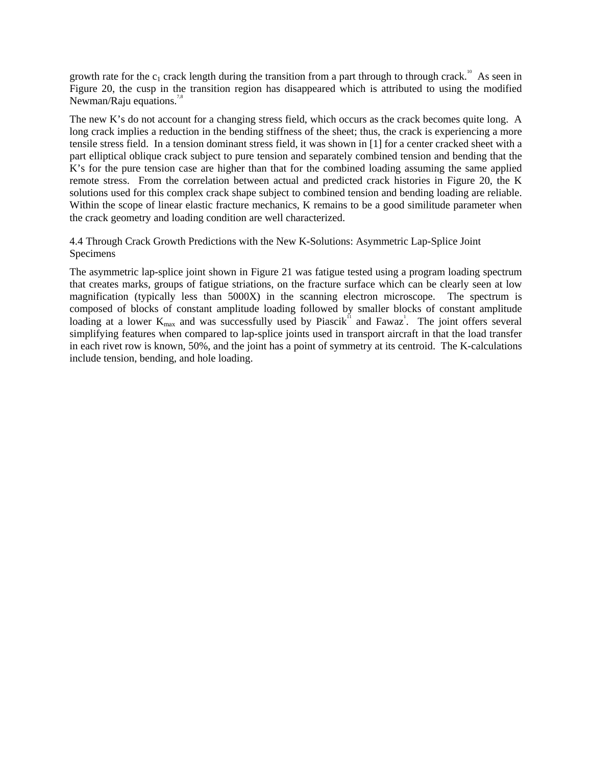growth rate for the $c_1$ crack length during the transition from a part through to through crack.[10] As seen in Figure 20, the cusp in the transition region has disappeared which is attributed to using the modified Newman/Raju equations.[7,8]

The new K's do not account for a changing stress field, which occurs as the crack becomes quite long. A long crack implies a reduction in the bending stiffness of the sheet; thus, the crack is experiencing a more tensile stress field. In a tension dominant stress field, it was shown in [1] for a center cracked sheet with a part elliptical oblique crack subject to pure tension and separately combined tension and bending that the K's for the pure tension case are higher than that for the combined loading assuming the same applied remote stress. From the correlation between actual and predicted crack histories in Figure 20, the K solutions used for this complex crack shape subject to combined tension and bending loading are reliable. Within the scope of linear elastic fracture mechanics, K remains to be a good similitude parameter when the crack geometry and loading condition are well characterized.

### 4.4 Through Crack Growth Predictions with the New K-Solutions: Asymmetric Lap-Splice Joint Specimens

The asymmetric lap-splice joint shown in Figure 21 was fatigue tested using a program loading spectrum that creates marks, groups of fatigue striations, on the fracture surface which can be clearly seen at low magnification (typically less than 5000X) in the scanning electron microscope. The spectrum is composed of blocks of constant amplitude loading followed by smaller blocks of constant amplitude loading at a lower $K_{max}$ and was successfully used by Piascik[11] and Fawaz[1]. The joint offers several simplifying features when compared to lap-splice joints used in transport aircraft in that the load transfer in each rivet row is known, 50%, and the joint has a point of symmetry at its centroid. The K-calculations include tension, bending, and hole loading.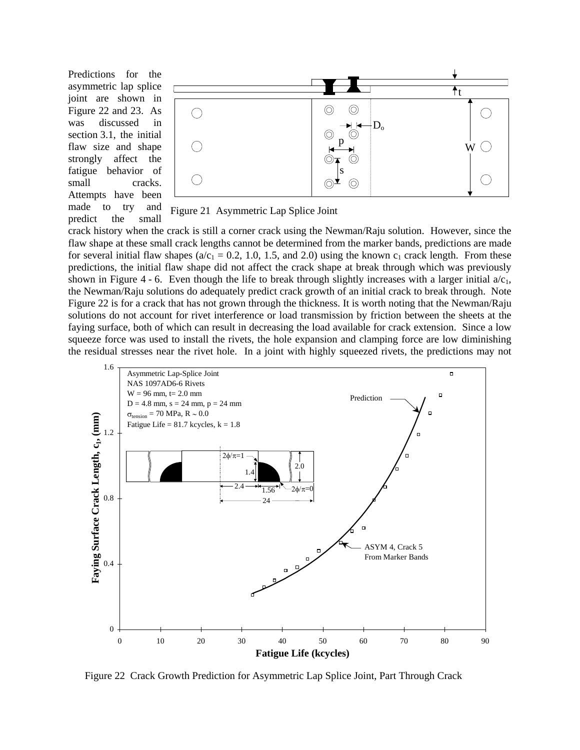Predictions for the asymmetric lap splice joint are shown in Figure 22 and 23. As was discussed in section 3.1, the initial flaw size and shape strongly affect the fatigue behavior of small cracks. Attempts have been made to try and predict the small crack history when the crack is still a corner crack using the Newman/Raju solution. However, since the flaw shape at these small crack lengths cannot be determined from the marker bands, predictions are made for several initial flaw shapes ($a/c_1$ = 0.2, 1.0, 1.5, and 2.0) using the known $c_1$ crack length. From these predictions, the initial flaw shape did not affect the crack shape at break through which was previously shown in Figure 4 - 6. Even though the life to break through slightly increases with a larger initial $a/c_1$, the Newman/Raju solutions do adequately predict crack growth of an initial crack to break through. Note Figure 22 is for a crack that has not grown through the thickness. It is worth noting that the Newman/Raju solutions do not account for rivet interference or load transmission by friction between the sheets at the faying surface, both of which can result in decreasing the load available for crack extension. Since a low squeeze force was used to install the rivets, the hole expansion and clamping force are low diminishing the residual stresses near the rivet hole. In a joint with highly squeezed rivets, the predictions may not

Figure 21 Asymmetric Lap Splice Joint

Figure 22 Crack Growth Prediction for Asymmetric Lap Splice Joint, Part Through Crack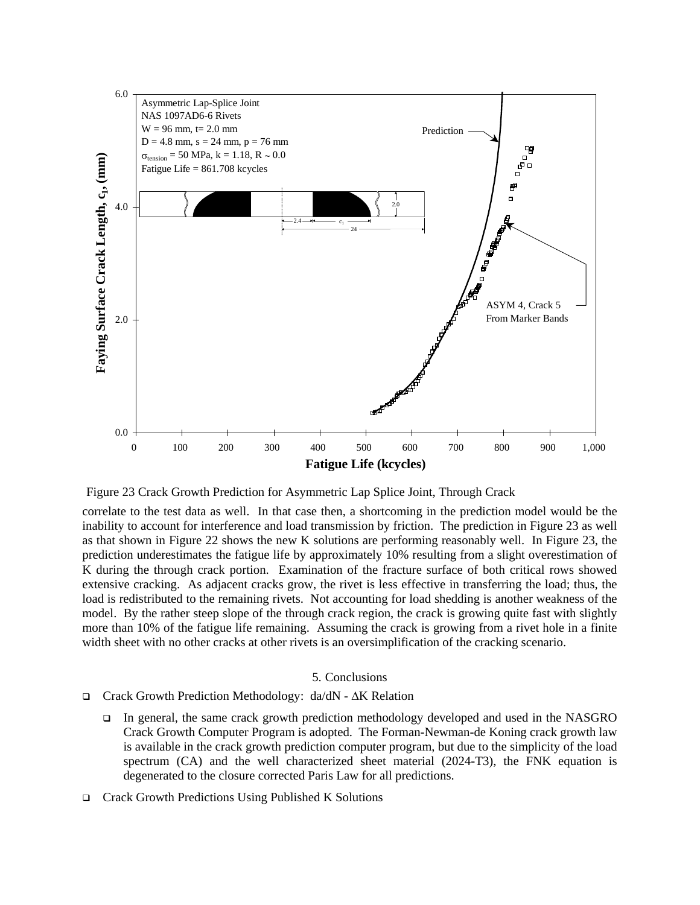Figure 23 Crack Growth Prediction for Asymmetric Lap Splice Joint, Through Crack

correlate to the test data as well. In that case then, a shortcoming in the prediction model would be the inability to account for interference and load transmission by friction. The prediction in Figure 23 as well as that shown in Figure 22 shows the new K solutions are performing reasonably well. In Figure 23, the prediction underestimates the fatigue life by approximately 10% resulting from a slight overestimation of K during the through crack portion. Examination of the fracture surface of both critical rows showed extensive cracking. As adjacent cracks grow, the rivet is less effective in transferring the load; thus, the load is redistributed to the remaining rivets. Not accounting for load shedding is another weakness of the model. By the rather steep slope of the through crack region, the crack is growing quite fast with slightly more than 10% of the fatigue life remaining. Assuming the crack is growing from a rivet hole in a finite width sheet with no other cracks at other rivets is an oversimplification of the cracking scenario.

## 5. Conclusions

- Crack Growth Prediction Methodology: da/dN - $\Delta K$ Relation
  - In general, the same crack growth prediction methodology developed and used in the NASGRO Crack Growth Computer Program is adopted. The Forman-Newman-de Koning crack growth law is available in the crack growth prediction computer program, but due to the simplicity of the load spectrum (CA) and the well characterized sheet material (2024-T3), the FNK equation is degenerated to the closure corrected Paris Law for all predictions.
- Crack Growth Predictions Using Published K Solutions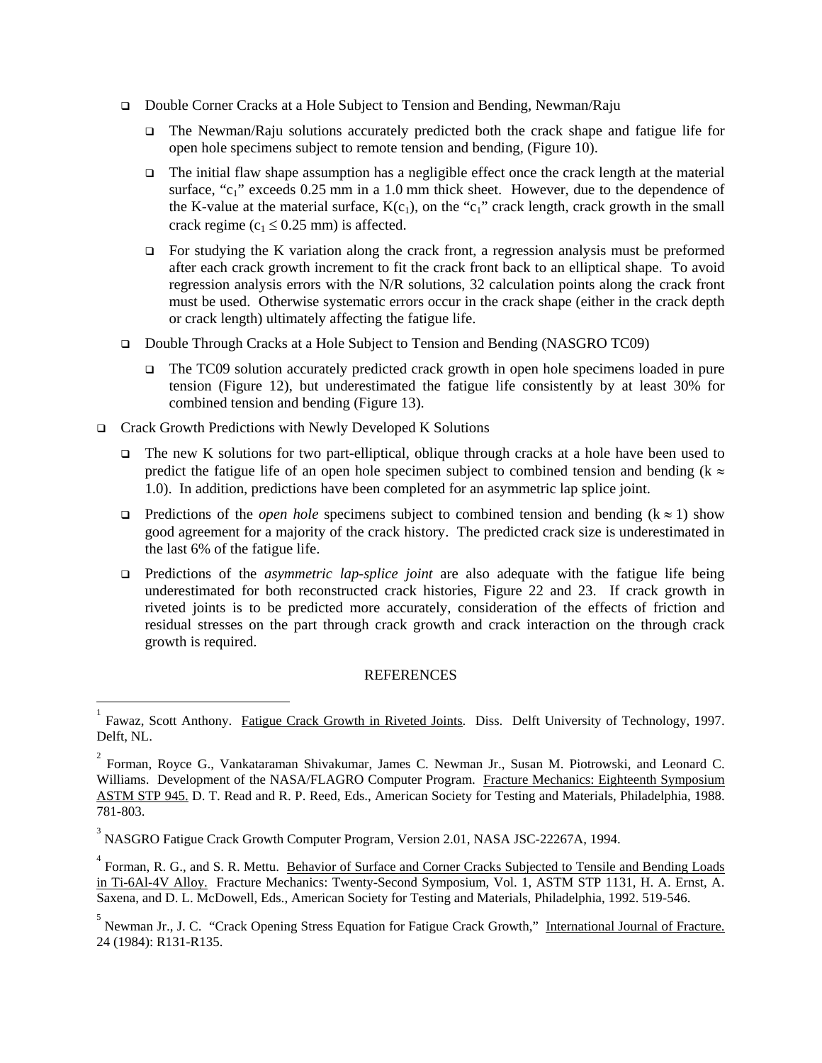- Double Corner Cracks at a Hole Subject to Tension and Bending, Newman/Raju
  - The Newman/Raju solutions accurately predicted both the crack shape and fatigue life for open hole specimens subject to remote tension and bending, (Figure 10).
  - The initial flaw shape assumption has a negligible effect once the crack length at the material surface, "$c_1$" exceeds 0.25 mm in a 1.0 mm thick sheet. However, due to the dependence of the K-value at the material surface, $K(c_1)$, on the "$c_1$" crack length, crack growth in the small crack regime ($c_1 \leq 0.25$ mm) is affected.
  - For studying the K variation along the crack front, a regression analysis must be preformed after each crack growth increment to fit the crack front back to an elliptical shape. To avoid regression analysis errors with the N/R solutions, 32 calculation points along the crack front must be used. Otherwise systematic errors occur in the crack shape (either in the crack depth or crack length) ultimately affecting the fatigue life.
- Double Through Cracks at a Hole Subject to Tension and Bending (NASGRO TC09)
  - The TC09 solution accurately predicted crack growth in open hole specimens loaded in pure tension (Figure 12), but underestimated the fatigue life consistently by at least 30% for combined tension and bending (Figure 13).

- Crack Growth Predictions with Newly Developed K Solutions
  - The new K solutions for two part-elliptical, oblique through cracks at a hole have been used to predict the fatigue life of an open hole specimen subject to combined tension and bending ($k \approx 1.0$). In addition, predictions have been completed for an asymmetric lap splice joint.
  - Predictions of the *open hole* specimens subject to combined tension and bending ($k \approx 1$) show good agreement for a majority of the crack history. The predicted crack size is underestimated in the last 6% of the fatigue life.
  - Predictions of the *asymmetric lap-splice joint* are also adequate with the fatigue life being underestimated for both reconstructed crack histories, Figure 22 and 23. If crack growth in riveted joints is to be predicted more accurately, consideration of the effects of friction and residual stresses on the part through crack growth and crack interaction on the through crack growth is required.

## REFERENCES

[1] Fawaz, Scott Anthony. Fatigue Crack Growth in Riveted Joints. Diss. Delft University of Technology, 1997. Delft, NL.

[2] Forman, Royce G., Vankataraman Shivakumar, James C. Newman Jr., Susan M. Piotrowski, and Leonard C. Williams. Development of the NASA/FLAGRO Computer Program. Fracture Mechanics: Eighteenth Symposium ASTM STP 945. D. T. Read and R. P. Reed, Eds., American Society for Testing and Materials, Philadelphia, 1988. 781-803.

[3] NASGRO Fatigue Crack Growth Computer Program, Version 2.01, NASA JSC-22267A, 1994.

[4] Forman, R. G., and S. R. Mettu. Behavior of Surface and Corner Cracks Subjected to Tensile and Bending Loads in Ti-6Al-4V Alloy. Fracture Mechanics: Twenty-Second Symposium, Vol. 1, ASTM STP 1131, H. A. Ernst, A. Saxena, and D. L. McDowell, Eds., American Society for Testing and Materials, Philadelphia, 1992. 519-546.

[5] Newman Jr., J. C. "Crack Opening Stress Equation for Fatigue Crack Growth," International Journal of Fracture. 24 (1984): R131-R135.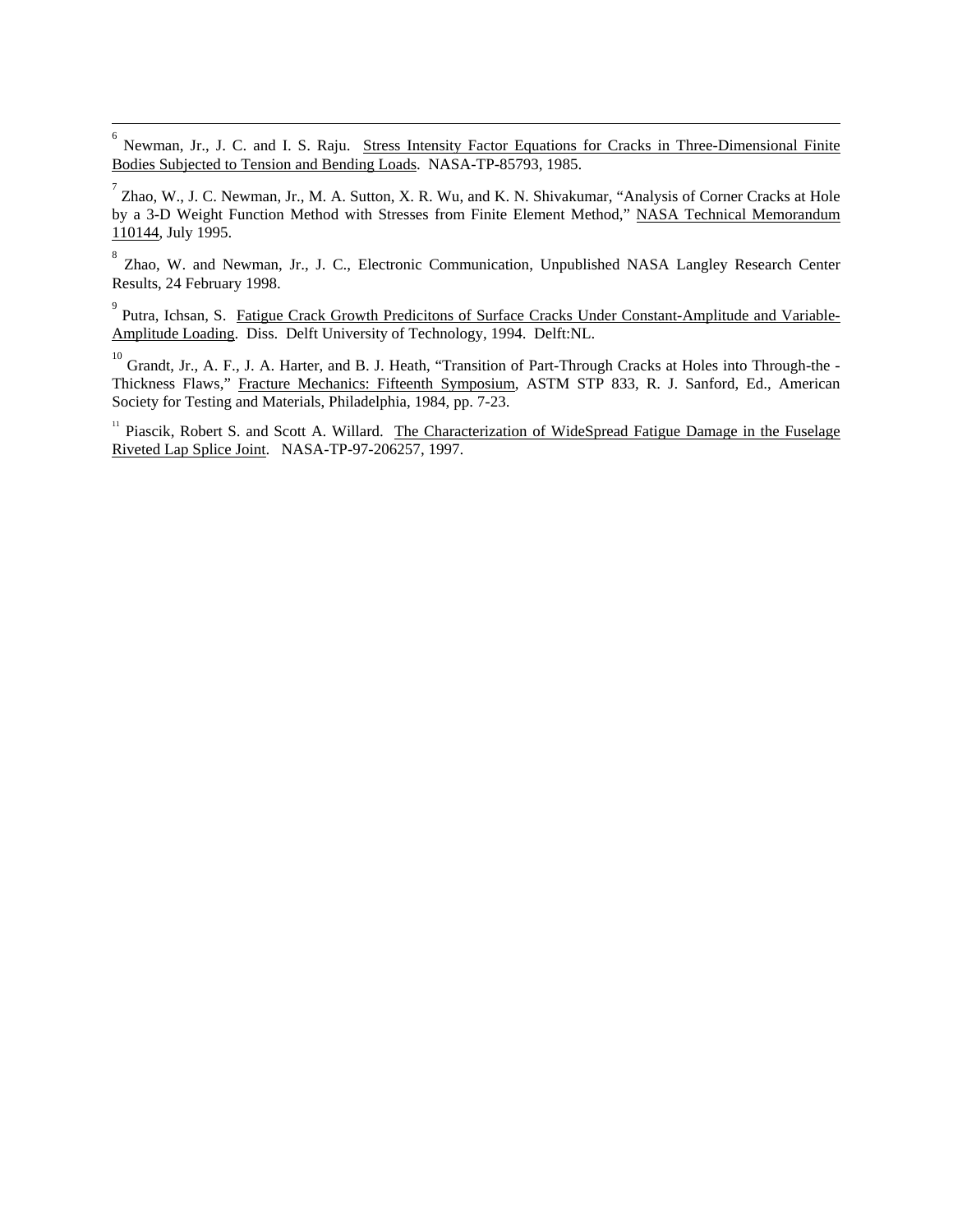[6] Newman, Jr., J. C. and I. S. Raju. Stress Intensity Factor Equations for Cracks in Three-Dimensional Finite Bodies Subjected to Tension and Bending Loads. NASA-TP-85793, 1985.

[7] Zhao, W., J. C. Newman, Jr., M. A. Sutton, X. R. Wu, and K. N. Shivakumar, "Analysis of Corner Cracks at Hole by a 3-D Weight Function Method with Stresses from Finite Element Method," NASA Technical Memorandum 110144, July 1995.

[8] Zhao, W. and Newman, Jr., J. C., Electronic Communication, Unpublished NASA Langley Research Center Results, 24 February 1998.

[9] Putra, Ichsan, S. Fatigue Crack Growth Predicitons of Surface Cracks Under Constant-Amplitude and Variable-Amplitude Loading. Diss. Delft University of Technology, 1994. Delft:NL.

[10] Grandt, Jr., A. F., J. A. Harter, and B. J. Heath, "Transition of Part-Through Cracks at Holes into Through-the - Thickness Flaws," Fracture Mechanics: Fifteenth Symposium, ASTM STP 833, R. J. Sanford, Ed., American Society for Testing and Materials, Philadelphia, 1984, pp. 7-23.

[11] Piascik, Robert S. and Scott A. Willard. The Characterization of WideSpread Fatigue Damage in the Fuselage Riveted Lap Splice Joint. NASA-TP-97-206257, 1997.